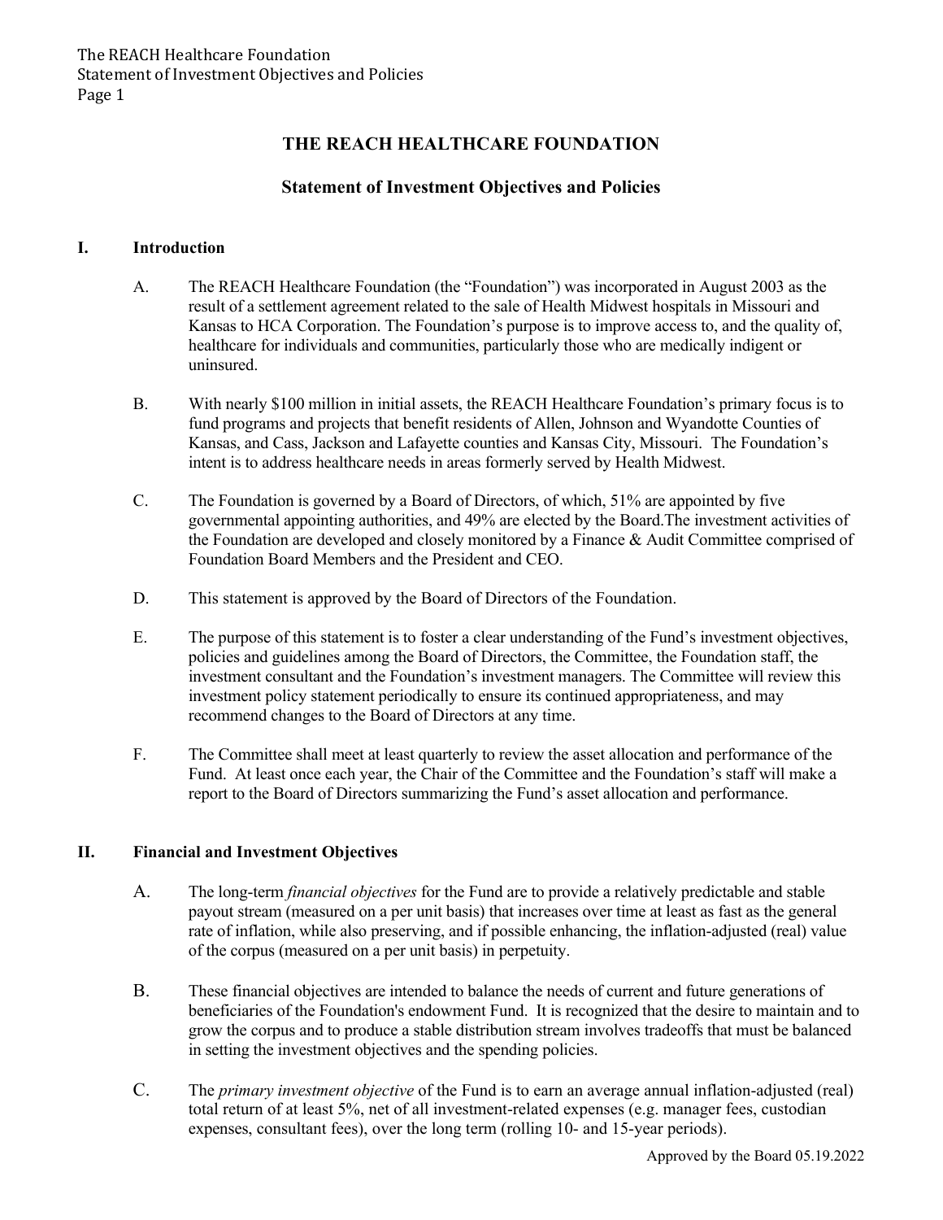# THE REACH HEALTHCARE FOUNDATION

## Statement of Investment Objectives and Policies

### I. Introduction

A. The REACH Healthcare Foundation (the "Foundation") was incorporated in August 2003 as the result of a settlement agreement related to the sale of Health Midwest hospitals in Missouri and Kansas to HCA Corporation. The Foundation's purpose is to improve access to, and the quality of, healthcare for individuals and communities, particularly those who are medically indigent or uninsured.

B. With nearly $100 million in initial assets, the REACH Healthcare Foundation's primary focus is to fund programs and projects that benefit residents of Allen, Johnson and Wyandotte Counties of Kansas, and Cass, Jackson and Lafayette counties and Kansas City, Missouri. The Foundation's intent is to address healthcare needs in areas formerly served by Health Midwest.

C. The Foundation is governed by a Board of Directors, of which, 51% are appointed by five governmental appointing authorities, and 49% are elected by the Board.The investment activities of the Foundation are developed and closely monitored by a Finance & Audit Committee comprised of Foundation Board Members and the President and CEO.

D. This statement is approved by the Board of Directors of the Foundation.

E. The purpose of this statement is to foster a clear understanding of the Fund's investment objectives, policies and guidelines among the Board of Directors, the Committee, the Foundation staff, the investment consultant and the Foundation's investment managers. The Committee will review this investment policy statement periodically to ensure its continued appropriateness, and may recommend changes to the Board of Directors at any time.

F. The Committee shall meet at least quarterly to review the asset allocation and performance of the Fund. At least once each year, the Chair of the Committee and the Foundation's staff will make a report to the Board of Directors summarizing the Fund's asset allocation and performance.

### II. Financial and Investment Objectives

A. The long-term *financial objectives* for the Fund are to provide a relatively predictable and stable payout stream (measured on a per unit basis) that increases over time at least as fast as the general rate of inflation, while also preserving, and if possible enhancing, the inflation-adjusted (real) value of the corpus (measured on a per unit basis) in perpetuity.

B. These financial objectives are intended to balance the needs of current and future generations of beneficiaries of the Foundation's endowment Fund. It is recognized that the desire to maintain and to grow the corpus and to produce a stable distribution stream involves tradeoffs that must be balanced in setting the investment objectives and the spending policies.

C. The *primary investment objective* of the Fund is to earn an average annual inflation-adjusted (real) total return of at least 5%, net of all investment-related expenses (e.g. manager fees, custodian expenses, consultant fees), over the long term (rolling 10- and 15-year periods).

Approved by the Board 05.19.2022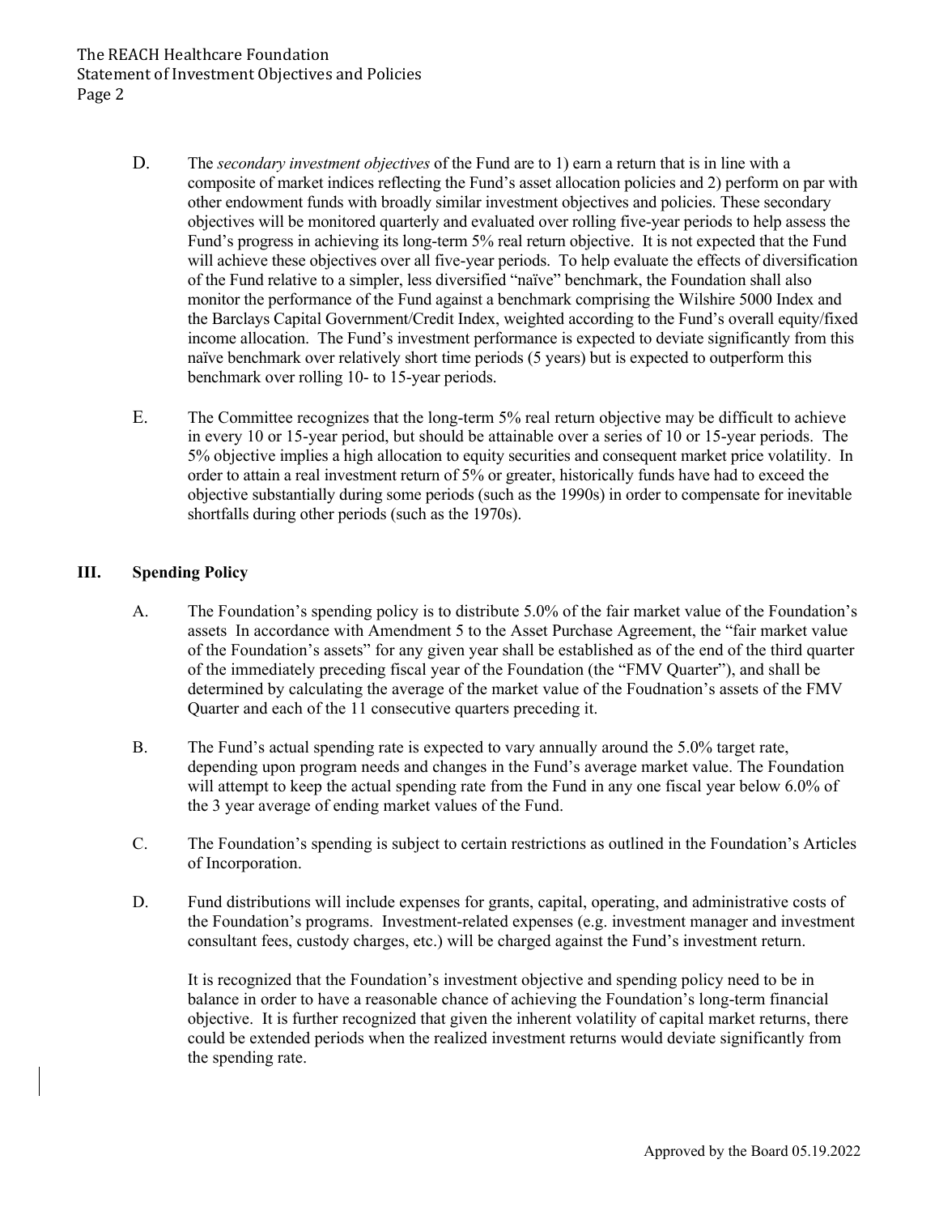D. The *secondary investment objectives* of the Fund are to 1) earn a return that is in line with a composite of market indices reflecting the Fund's asset allocation policies and 2) perform on par with other endowment funds with broadly similar investment objectives and policies. These secondary objectives will be monitored quarterly and evaluated over rolling five-year periods to help assess the Fund's progress in achieving its long-term 5% real return objective. It is not expected that the Fund will achieve these objectives over all five-year periods. To help evaluate the effects of diversification of the Fund relative to a simpler, less diversified "naïve" benchmark, the Foundation shall also monitor the performance of the Fund against a benchmark comprising the Wilshire 5000 Index and the Barclays Capital Government/Credit Index, weighted according to the Fund's overall equity/fixed income allocation. The Fund's investment performance is expected to deviate significantly from this naïve benchmark over relatively short time periods (5 years) but is expected to outperform this benchmark over rolling 10- to 15-year periods.

E. The Committee recognizes that the long-term 5% real return objective may be difficult to achieve in every 10 or 15-year period, but should be attainable over a series of 10 or 15-year periods. The 5% objective implies a high allocation to equity securities and consequent market price volatility. In order to attain a real investment return of 5% or greater, historically funds have had to exceed the objective substantially during some periods (such as the 1990s) in order to compensate for inevitable shortfalls during other periods (such as the 1970s).

## III. Spending Policy

A. The Foundation's spending policy is to distribute 5.0% of the fair market value of the Foundation's assets In accordance with Amendment 5 to the Asset Purchase Agreement, the "fair market value of the Foundation's assets" for any given year shall be established as of the end of the third quarter of the immediately preceding fiscal year of the Foundation (the "FMV Quarter"), and shall be determined by calculating the average of the market value of the Foudnation's assets of the FMV Quarter and each of the 11 consecutive quarters preceding it.

B. The Fund's actual spending rate is expected to vary annually around the 5.0% target rate, depending upon program needs and changes in the Fund's average market value. The Foundation will attempt to keep the actual spending rate from the Fund in any one fiscal year below 6.0% of the 3 year average of ending market values of the Fund.

C. The Foundation's spending is subject to certain restrictions as outlined in the Foundation's Articles of Incorporation.

D. Fund distributions will include expenses for grants, capital, operating, and administrative costs of the Foundation's programs. Investment-related expenses (e.g. investment manager and investment consultant fees, custody charges, etc.) will be charged against the Fund's investment return.

It is recognized that the Foundation's investment objective and spending policy need to be in balance in order to have a reasonable chance of achieving the Foundation's long-term financial objective. It is further recognized that given the inherent volatility of capital market returns, there could be extended periods when the realized investment returns would deviate significantly from the spending rate.

Approved by the Board 05.19.2022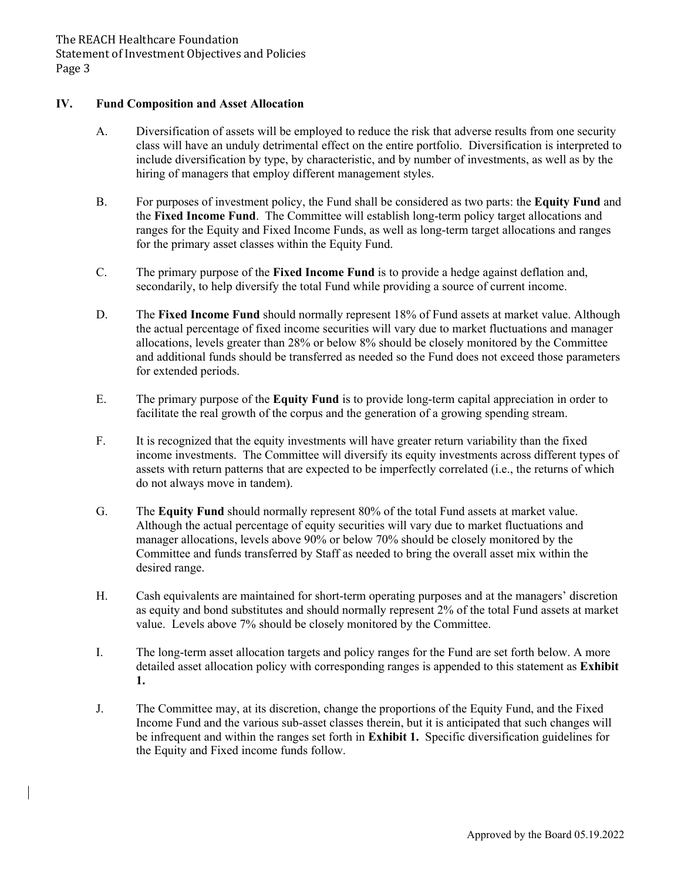## IV. Fund Composition and Asset Allocation

A. Diversification of assets will be employed to reduce the risk that adverse results from one security class will have an unduly detrimental effect on the entire portfolio. Diversification is interpreted to include diversification by type, by characteristic, and by number of investments, as well as by the hiring of managers that employ different management styles.

B. For purposes of investment policy, the Fund shall be considered as two parts: the **Equity Fund** and the **Fixed Income Fund**. The Committee will establish long-term policy target allocations and ranges for the Equity and Fixed Income Funds, as well as long-term target allocations and ranges for the primary asset classes within the Equity Fund.

C. The primary purpose of the **Fixed Income Fund** is to provide a hedge against deflation and, secondarily, to help diversify the total Fund while providing a source of current income.

D. The **Fixed Income Fund** should normally represent 18% of Fund assets at market value. Although the actual percentage of fixed income securities will vary due to market fluctuations and manager allocations, levels greater than 28% or below 8% should be closely monitored by the Committee and additional funds should be transferred as needed so the Fund does not exceed those parameters for extended periods.

E. The primary purpose of the **Equity Fund** is to provide long-term capital appreciation in order to facilitate the real growth of the corpus and the generation of a growing spending stream.

F. It is recognized that the equity investments will have greater return variability than the fixed income investments. The Committee will diversify its equity investments across different types of assets with return patterns that are expected to be imperfectly correlated (i.e., the returns of which do not always move in tandem).

G. The **Equity Fund** should normally represent 80% of the total Fund assets at market value. Although the actual percentage of equity securities will vary due to market fluctuations and manager allocations, levels above 90% or below 70% should be closely monitored by the Committee and funds transferred by Staff as needed to bring the overall asset mix within the desired range.

H. Cash equivalents are maintained for short-term operating purposes and at the managers' discretion as equity and bond substitutes and should normally represent 2% of the total Fund assets at market value. Levels above 7% should be closely monitored by the Committee.

I. The long-term asset allocation targets and policy ranges for the Fund are set forth below. A more detailed asset allocation policy with corresponding ranges is appended to this statement as **Exhibit 1.**

J. The Committee may, at its discretion, change the proportions of the Equity Fund, and the Fixed Income Fund and the various sub-asset classes therein, but it is anticipated that such changes will be infrequent and within the ranges set forth in **Exhibit 1.** Specific diversification guidelines for the Equity and Fixed income funds follow.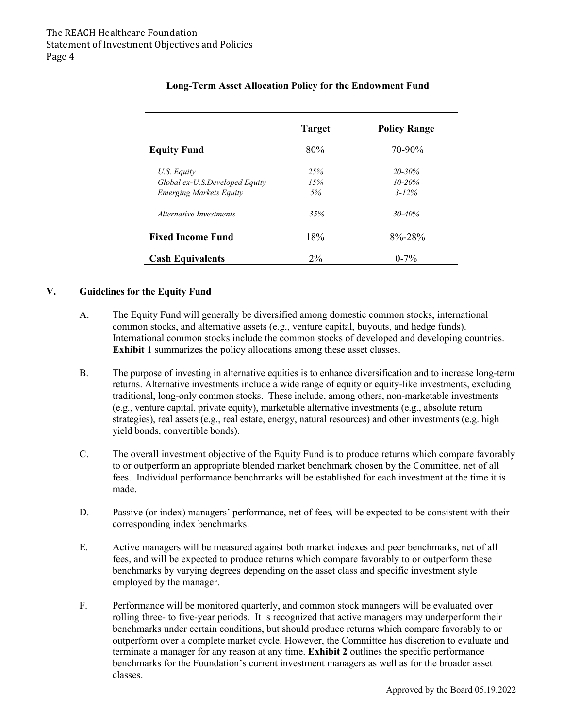**Long-Term Asset Allocation Policy for the Endowment Fund**

| | **Target** | **Policy Range** |
|---|---|---|
| **Equity Fund** | 80% | 70-90% |
| *U.S. Equity* | *25%* | *20-30%* |
| *Global ex-U.S.Developed Equity* | *15%* | *10-20%* |
| *Emerging Markets Equity* | *5%* | *3-12%* |
| *Alternative Investments* | *35%* | *30-40%* |
| **Fixed Income Fund** | 18% | 8%-28% |
| **Cash Equivalents** | 2% | 0-7% |

## V. Guidelines for the Equity Fund

A. The Equity Fund will generally be diversified among domestic common stocks, international common stocks, and alternative assets (e.g., venture capital, buyouts, and hedge funds). International common stocks include the common stocks of developed and developing countries. **Exhibit 1** summarizes the policy allocations among these asset classes.

B. The purpose of investing in alternative equities is to enhance diversification and to increase long-term returns. Alternative investments include a wide range of equity or equity-like investments, excluding traditional, long-only common stocks. These include, among others, non-marketable investments (e.g., venture capital, private equity), marketable alternative investments (e.g., absolute return strategies), real assets (e.g., real estate, energy, natural resources) and other investments (e.g. high yield bonds, convertible bonds).

C. The overall investment objective of the Equity Fund is to produce returns which compare favorably to or outperform an appropriate blended market benchmark chosen by the Committee, net of all fees. Individual performance benchmarks will be established for each investment at the time it is made.

D. Passive (or index) managers' performance, net of fees*,* will be expected to be consistent with their corresponding index benchmarks.

E. Active managers will be measured against both market indexes and peer benchmarks, net of all fees, and will be expected to produce returns which compare favorably to or outperform these benchmarks by varying degrees depending on the asset class and specific investment style employed by the manager.

F. Performance will be monitored quarterly, and common stock managers will be evaluated over rolling three- to five-year periods. It is recognized that active managers may underperform their benchmarks under certain conditions, but should produce returns which compare favorably to or outperform over a complete market cycle. However, the Committee has discretion to evaluate and terminate a manager for any reason at any time. **Exhibit 2** outlines the specific performance benchmarks for the Foundation's current investment managers as well as for the broader asset classes.

Approved by the Board 05.19.2022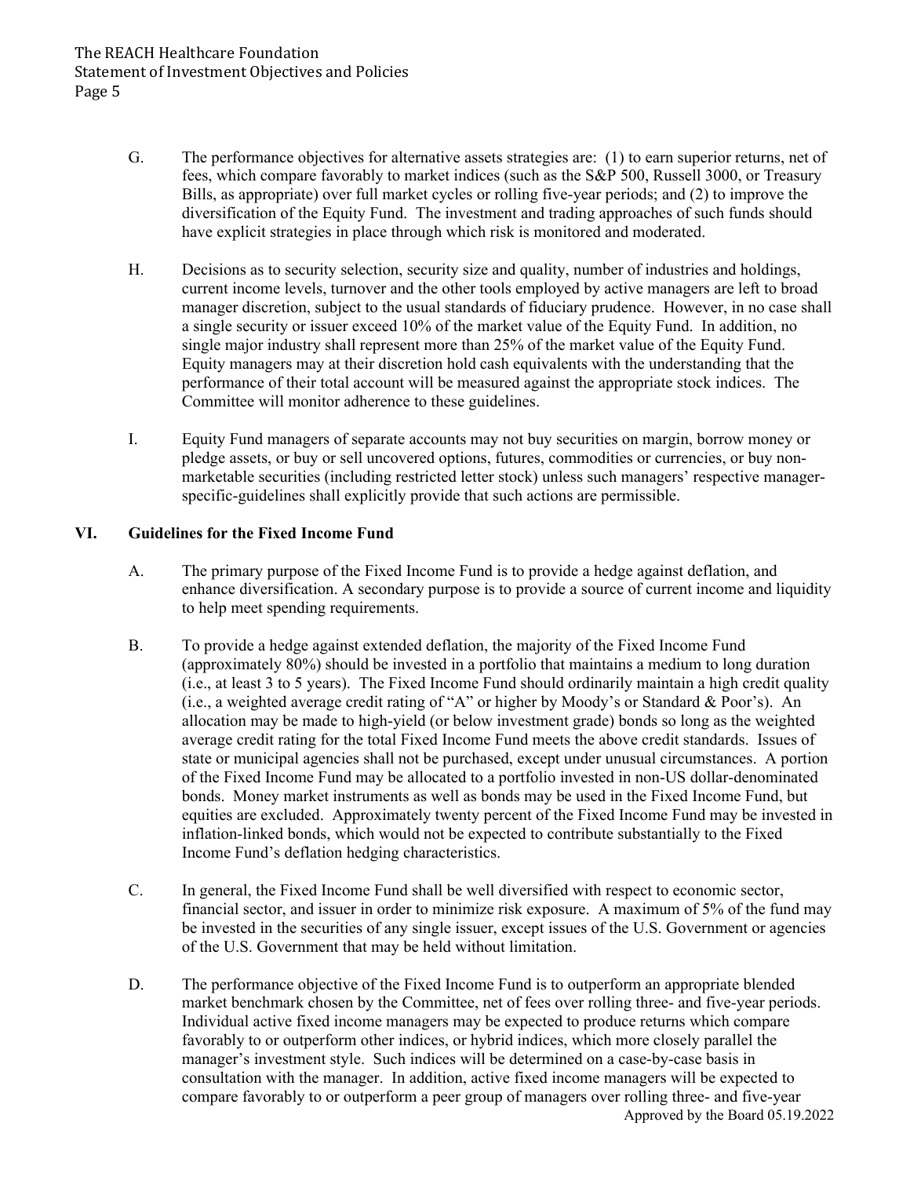G. The performance objectives for alternative assets strategies are: (1) to earn superior returns, net of fees, which compare favorably to market indices (such as the S&P 500, Russell 3000, or Treasury Bills, as appropriate) over full market cycles or rolling five-year periods; and (2) to improve the diversification of the Equity Fund. The investment and trading approaches of such funds should have explicit strategies in place through which risk is monitored and moderated.

H. Decisions as to security selection, security size and quality, number of industries and holdings, current income levels, turnover and the other tools employed by active managers are left to broad manager discretion, subject to the usual standards of fiduciary prudence. However, in no case shall a single security or issuer exceed 10% of the market value of the Equity Fund. In addition, no single major industry shall represent more than 25% of the market value of the Equity Fund. Equity managers may at their discretion hold cash equivalents with the understanding that the performance of their total account will be measured against the appropriate stock indices. The Committee will monitor adherence to these guidelines.

I. Equity Fund managers of separate accounts may not buy securities on margin, borrow money or pledge assets, or buy or sell uncovered options, futures, commodities or currencies, or buy non-marketable securities (including restricted letter stock) unless such managers' respective manager-specific-guidelines shall explicitly provide that such actions are permissible.

## VI. Guidelines for the Fixed Income Fund

A. The primary purpose of the Fixed Income Fund is to provide a hedge against deflation, and enhance diversification. A secondary purpose is to provide a source of current income and liquidity to help meet spending requirements.

B. To provide a hedge against extended deflation, the majority of the Fixed Income Fund (approximately 80%) should be invested in a portfolio that maintains a medium to long duration (i.e., at least 3 to 5 years). The Fixed Income Fund should ordinarily maintain a high credit quality (i.e., a weighted average credit rating of "A" or higher by Moody's or Standard & Poor's). An allocation may be made to high-yield (or below investment grade) bonds so long as the weighted average credit rating for the total Fixed Income Fund meets the above credit standards. Issues of state or municipal agencies shall not be purchased, except under unusual circumstances. A portion of the Fixed Income Fund may be allocated to a portfolio invested in non-US dollar-denominated bonds. Money market instruments as well as bonds may be used in the Fixed Income Fund, but equities are excluded. Approximately twenty percent of the Fixed Income Fund may be invested in inflation-linked bonds, which would not be expected to contribute substantially to the Fixed Income Fund's deflation hedging characteristics.

C. In general, the Fixed Income Fund shall be well diversified with respect to economic sector, financial sector, and issuer in order to minimize risk exposure. A maximum of 5% of the fund may be invested in the securities of any single issuer, except issues of the U.S. Government or agencies of the U.S. Government that may be held without limitation.

D. The performance objective of the Fixed Income Fund is to outperform an appropriate blended market benchmark chosen by the Committee, net of fees over rolling three- and five-year periods. Individual active fixed income managers may be expected to produce returns which compare favorably to or outperform other indices, or hybrid indices, which more closely parallel the manager's investment style. Such indices will be determined on a case-by-case basis in consultation with the manager. In addition, active fixed income managers will be expected to compare favorably to or outperform a peer group of managers over rolling three- and five-year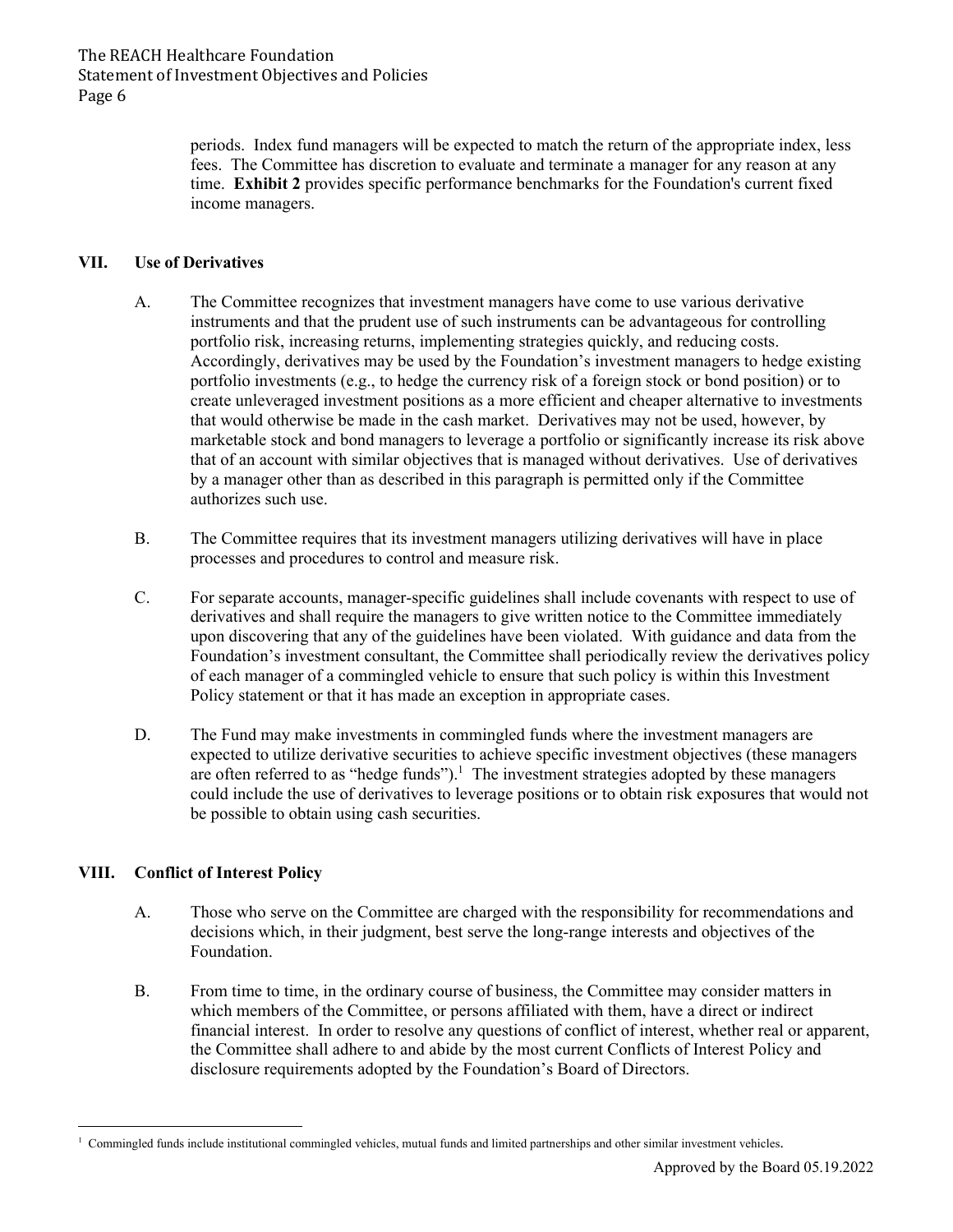periods. Index fund managers will be expected to match the return of the appropriate index, less fees. The Committee has discretion to evaluate and terminate a manager for any reason at any time. **Exhibit 2** provides specific performance benchmarks for the Foundation's current fixed income managers.

## VII. Use of Derivatives

A. The Committee recognizes that investment managers have come to use various derivative instruments and that the prudent use of such instruments can be advantageous for controlling portfolio risk, increasing returns, implementing strategies quickly, and reducing costs. Accordingly, derivatives may be used by the Foundation's investment managers to hedge existing portfolio investments (e.g., to hedge the currency risk of a foreign stock or bond position) or to create unleveraged investment positions as a more efficient and cheaper alternative to investments that would otherwise be made in the cash market. Derivatives may not be used, however, by marketable stock and bond managers to leverage a portfolio or significantly increase its risk above that of an account with similar objectives that is managed without derivatives. Use of derivatives by a manager other than as described in this paragraph is permitted only if the Committee authorizes such use.

B. The Committee requires that its investment managers utilizing derivatives will have in place processes and procedures to control and measure risk.

C. For separate accounts, manager-specific guidelines shall include covenants with respect to use of derivatives and shall require the managers to give written notice to the Committee immediately upon discovering that any of the guidelines have been violated. With guidance and data from the Foundation's investment consultant, the Committee shall periodically review the derivatives policy of each manager of a commingled vehicle to ensure that such policy is within this Investment Policy statement or that it has made an exception in appropriate cases.

D. The Fund may make investments in commingled funds where the investment managers are expected to utilize derivative securities to achieve specific investment objectives (these managers are often referred to as "hedge funds").[1] The investment strategies adopted by these managers could include the use of derivatives to leverage positions or to obtain risk exposures that would not be possible to obtain using cash securities.

## VIII. Conflict of Interest Policy

A. Those who serve on the Committee are charged with the responsibility for recommendations and decisions which, in their judgment, best serve the long-range interests and objectives of the Foundation.

B. From time to time, in the ordinary course of business, the Committee may consider matters in which members of the Committee, or persons affiliated with them, have a direct or indirect financial interest. In order to resolve any questions of conflict of interest, whether real or apparent, the Committee shall adhere to and abide by the most current Conflicts of Interest Policy and disclosure requirements adopted by the Foundation's Board of Directors.

---

[1] Commingled funds include institutional commingled vehicles, mutual funds and limited partnerships and other similar investment vehicles.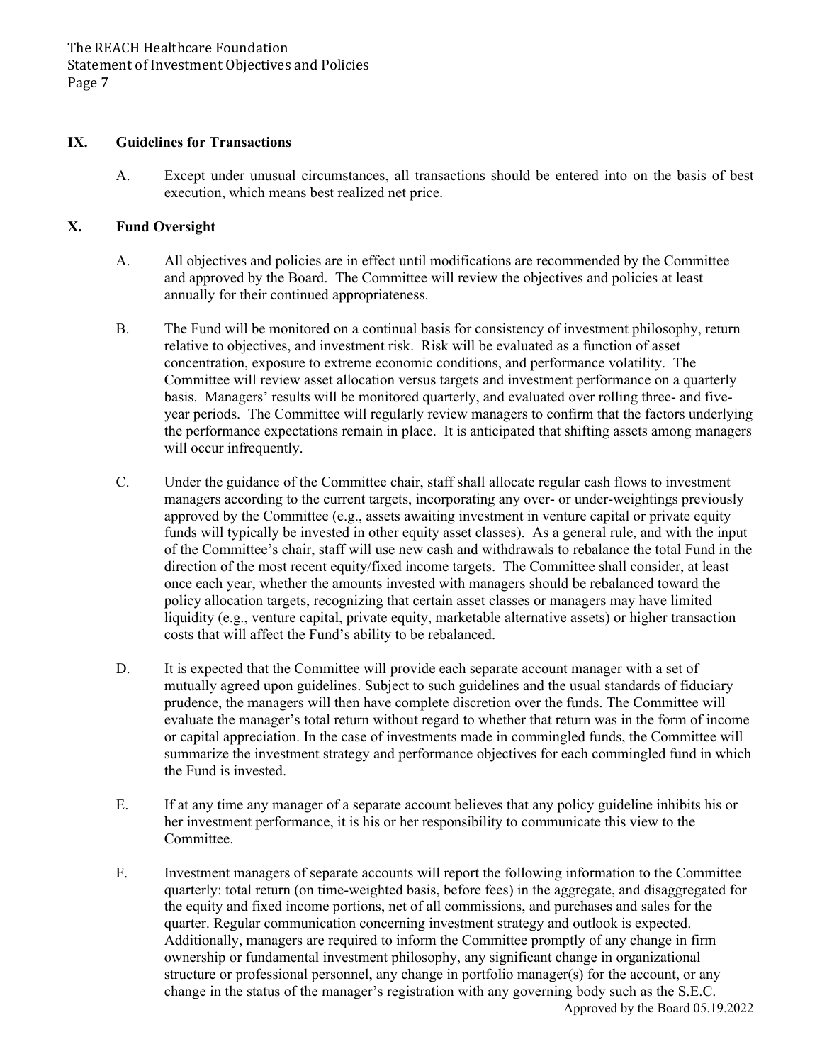## IX. Guidelines for Transactions

A. Except under unusual circumstances, all transactions should be entered into on the basis of best execution, which means best realized net price.

## X. Fund Oversight

A. All objectives and policies are in effect until modifications are recommended by the Committee and approved by the Board. The Committee will review the objectives and policies at least annually for their continued appropriateness.

B. The Fund will be monitored on a continual basis for consistency of investment philosophy, return relative to objectives, and investment risk. Risk will be evaluated as a function of asset concentration, exposure to extreme economic conditions, and performance volatility. The Committee will review asset allocation versus targets and investment performance on a quarterly basis. Managers' results will be monitored quarterly, and evaluated over rolling three- and five-year periods. The Committee will regularly review managers to confirm that the factors underlying the performance expectations remain in place. It is anticipated that shifting assets among managers will occur infrequently.

C. Under the guidance of the Committee chair, staff shall allocate regular cash flows to investment managers according to the current targets, incorporating any over- or under-weightings previously approved by the Committee (e.g., assets awaiting investment in venture capital or private equity funds will typically be invested in other equity asset classes). As a general rule, and with the input of the Committee's chair, staff will use new cash and withdrawals to rebalance the total Fund in the direction of the most recent equity/fixed income targets. The Committee shall consider, at least once each year, whether the amounts invested with managers should be rebalanced toward the policy allocation targets, recognizing that certain asset classes or managers may have limited liquidity (e.g., venture capital, private equity, marketable alternative assets) or higher transaction costs that will affect the Fund's ability to be rebalanced.

D. It is expected that the Committee will provide each separate account manager with a set of mutually agreed upon guidelines. Subject to such guidelines and the usual standards of fiduciary prudence, the managers will then have complete discretion over the funds. The Committee will evaluate the manager's total return without regard to whether that return was in the form of income or capital appreciation. In the case of investments made in commingled funds, the Committee will summarize the investment strategy and performance objectives for each commingled fund in which the Fund is invested.

E. If at any time any manager of a separate account believes that any policy guideline inhibits his or her investment performance, it is his or her responsibility to communicate this view to the Committee.

F. Investment managers of separate accounts will report the following information to the Committee quarterly: total return (on time-weighted basis, before fees) in the aggregate, and disaggregated for the equity and fixed income portions, net of all commissions, and purchases and sales for the quarter. Regular communication concerning investment strategy and outlook is expected. Additionally, managers are required to inform the Committee promptly of any change in firm ownership or fundamental investment philosophy, any significant change in organizational structure or professional personnel, any change in portfolio manager(s) for the account, or any change in the status of the manager's registration with any governing body such as the S.E.C.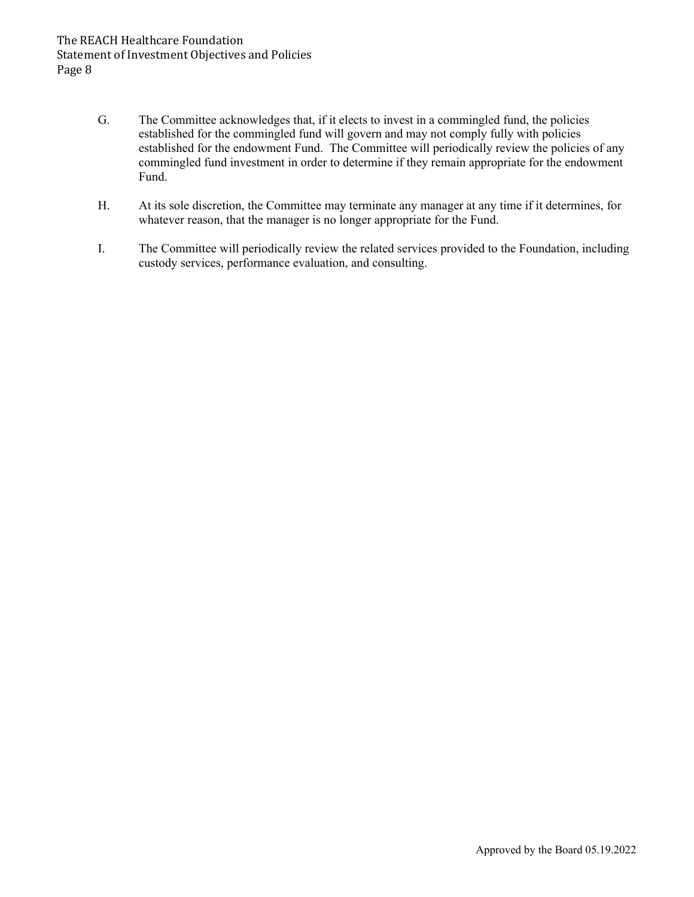G. The Committee acknowledges that, if it elects to invest in a commingled fund, the policies established for the commingled fund will govern and may not comply fully with policies established for the endowment Fund. The Committee will periodically review the policies of any commingled fund investment in order to determine if they remain appropriate for the endowment Fund.

H. At its sole discretion, the Committee may terminate any manager at any time if it determines, for whatever reason, that the manager is no longer appropriate for the Fund.

I. The Committee will periodically review the related services provided to the Foundation, including custody services, performance evaluation, and consulting.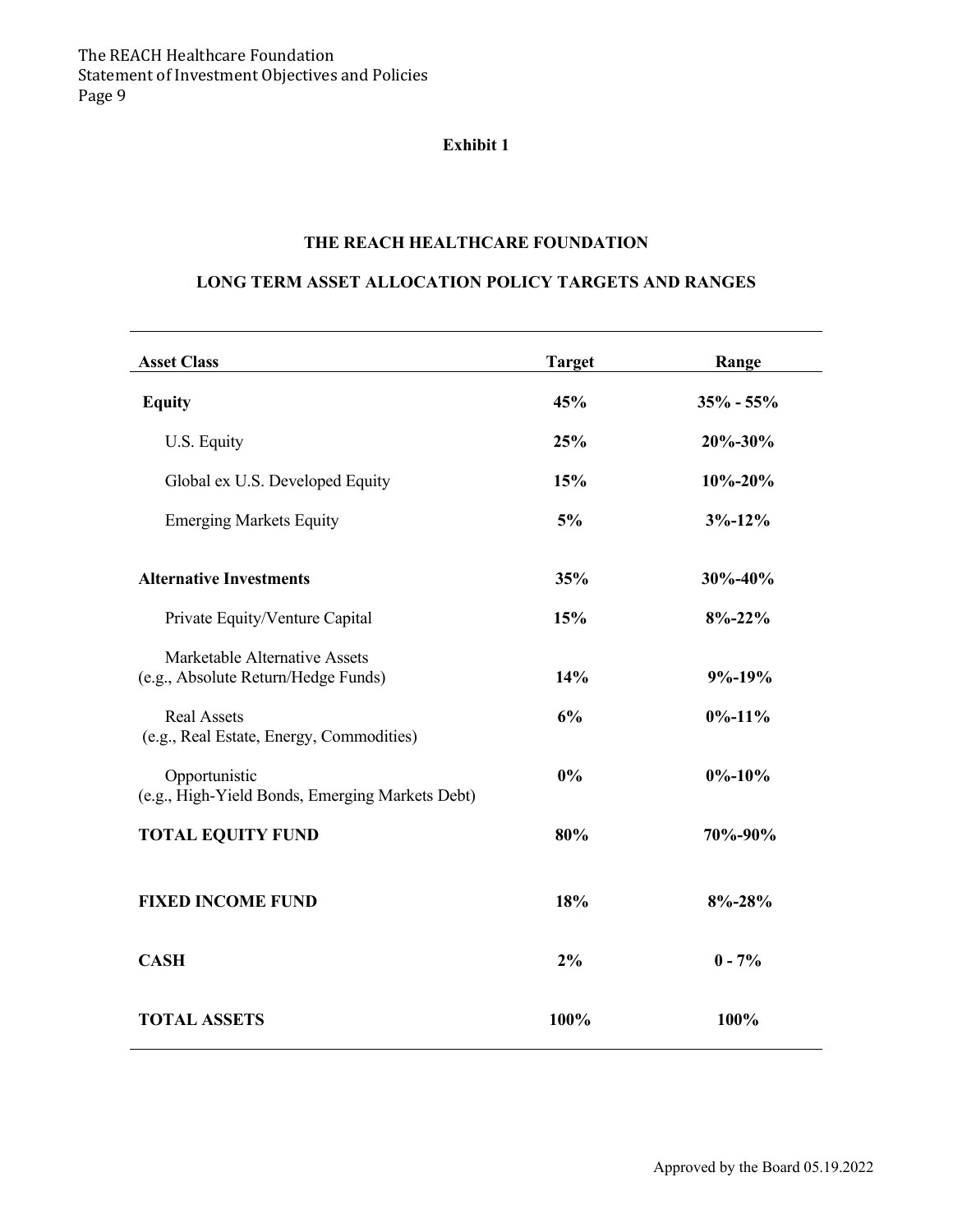**Exhibit 1**

**THE REACH HEALTHCARE FOUNDATION**

**LONG TERM ASSET ALLOCATION POLICY TARGETS AND RANGES**

| **Asset Class** | **Target** | **Range** |
|---|---|---|
| **Equity** | **45%** | **35% - 55%** |
| U.S. Equity | **25%** | **20%-30%** |
| Global ex U.S. Developed Equity | **15%** | **10%-20%** |
| Emerging Markets Equity | **5%** | **3%-12%** |
| **Alternative Investments** | **35%** | **30%-40%** |
| Private Equity/Venture Capital | **15%** | **8%-22%** |
| Marketable Alternative Assets (e.g., Absolute Return/Hedge Funds) | **14%** | **9%-19%** |
| Real Assets (e.g., Real Estate, Energy, Commodities) | **6%** | **0%-11%** |
| Opportunistic (e.g., High-Yield Bonds, Emerging Markets Debt) | **0%** | **0%-10%** |
| **TOTAL EQUITY FUND** | **80%** | **70%-90%** |
| **FIXED INCOME FUND** | **18%** | **8%-28%** |
| **CASH** | **2%** | **0 - 7%** |
| **TOTAL ASSETS** | **100%** | **100%** |

Approved by the Board 05.19.2022